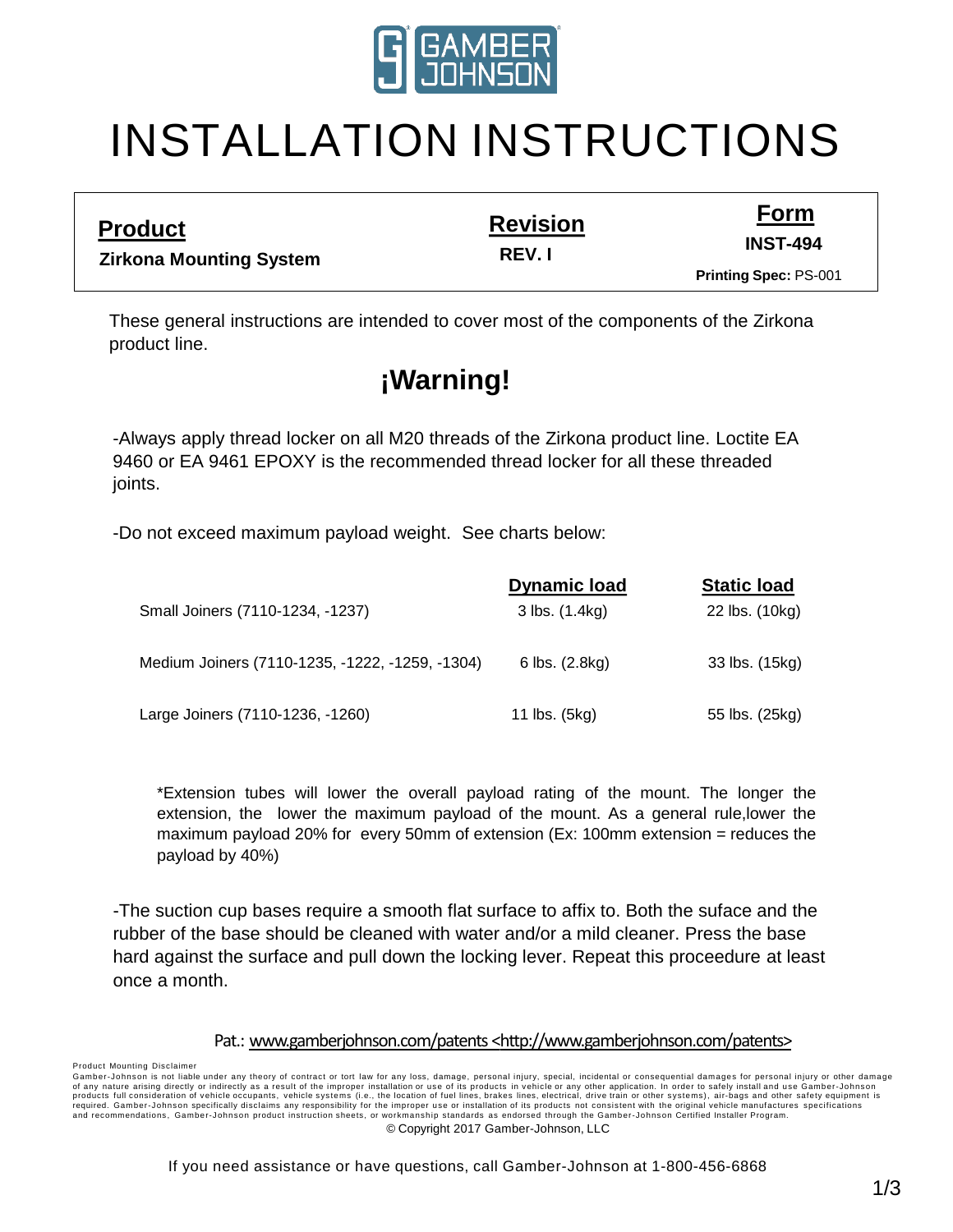# INSTALLATION INSTRUCTIONS

| **Product** | **Revision** | **Form** |
|---|---|---|
| **Zirkona Mounting System** | **REV. I** | **INST-494** |
| | | **Printing Spec:** PS-001 |

These general instructions are intended to cover most of the components of the Zirkona product line.

## ¡Warning!

-Always apply thread locker on all M20 threads of the Zirkona product line. Loctite EA 9460 or EA 9461 EPOXY is the recommended thread locker for all these threaded joints.

-Do not exceed maximum payload weight. See charts below:

| | **Dynamic load** | **Static load** |
|---|---|---|
| Small Joiners (7110-1234, -1237) | 3 lbs. (1.4kg) | 22 lbs. (10kg) |
| Medium Joiners (7110-1235, -1222, -1259, -1304) | 6 lbs. (2.8kg) | 33 lbs. (15kg) |
| Large Joiners (7110-1236, -1260) | 11 lbs. (5kg) | 55 lbs. (25kg) |

*Extension tubes will lower the overall payload rating of the mount. The longer the extension, the lower the maximum payload of the mount. As a general rule,lower the maximum payload 20% for every 50mm of extension (Ex: 100mm extension = reduces the payload by 40%)

-The suction cup bases require a smooth flat surface to affix to. Both the suface and the rubber of the base should be cleaned with water and/or a mild cleaner. Press the base hard against the surface and pull down the locking lever. Repeat this proceedure at least once a month.

Pat.: www.gamberjohnson.com/patents <http://www.gamberjohnson.com/patents>

Product Mounting Disclaimer
Gamber-Johnson is not liable under any theory of contract or tort law for any loss, damage, personal injury, special, incidental or consequential damages for personal injury or other damage of any nature arising directly or indirectly as a result of the improper installation or use of its products in vehicle or any other application. In order to safely install and use Gamber-Johnson products full consideration of vehicle occupants, vehicle systems (i.e., the location of fuel lines, brakes lines, electrical, drive train or other systems), air-bags and other safety equipment is required. Gamber-Johnson specifically disclaims any responsibility for the improper use or installation of its products not consistent with the original vehicle manufactures specifications and recommendations, Gamber-Johnson product instruction sheets, or workmanship standards as endorsed through the Gamber-Johnson Certified Installer Program.

© Copyright 2017 Gamber-Johnson, LLC

If you need assistance or have questions, call Gamber-Johnson at 1-800-456-6868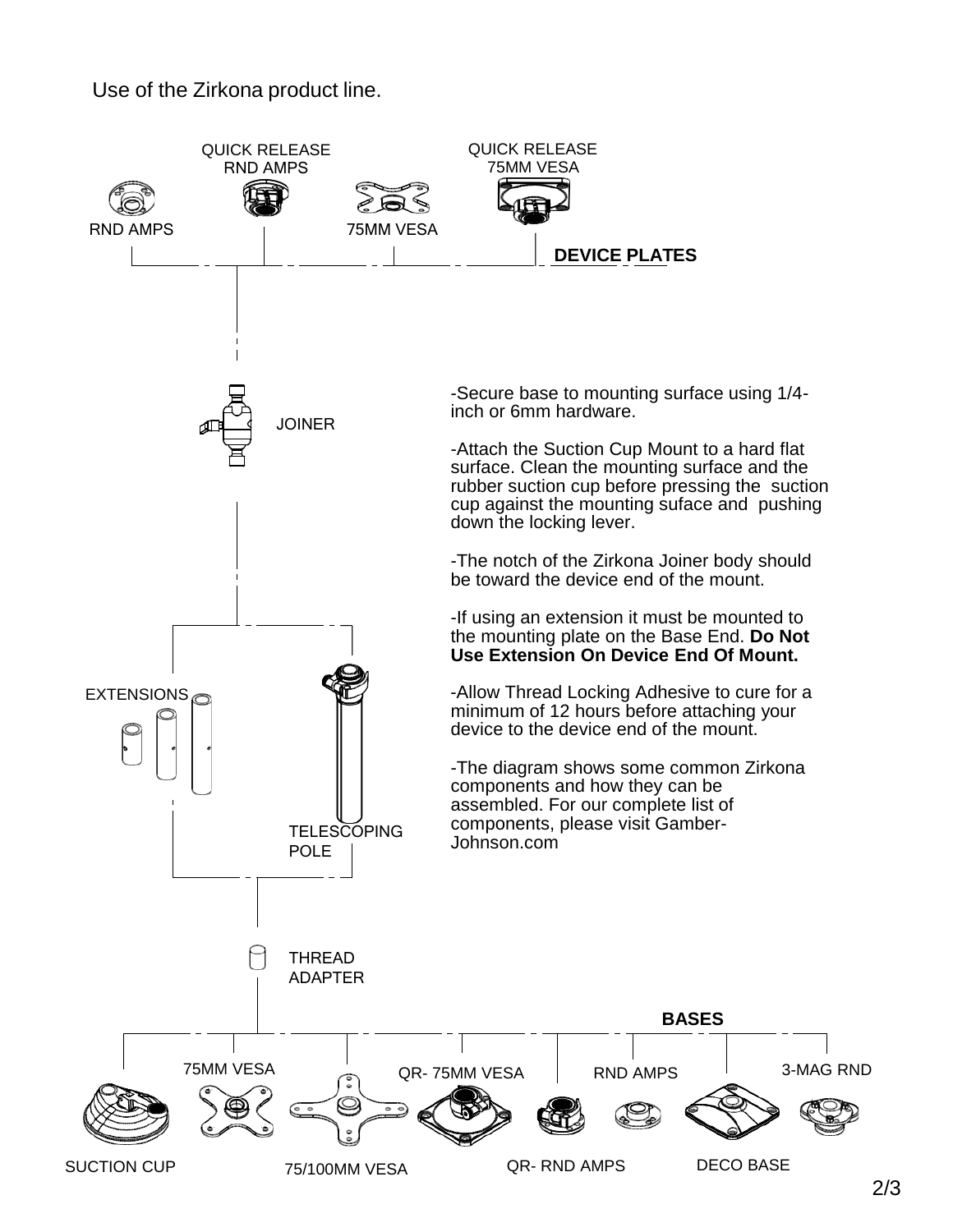Use of the Zirkona product line.

QUICK RELEASE RND AMPS

QUICK RELEASE 75MM VESA

RND AMPS

75MM VESA

**DEVICE PLATES**

JOINER

-Secure base to mounting surface using 1/4-inch or 6mm hardware.

-Attach the Suction Cup Mount to a hard flat surface. Clean the mounting surface and the rubber suction cup before pressing the suction cup against the mounting suface and pushing down the locking lever.

-The notch of the Zirkona Joiner body should be toward the device end of the mount.

-If using an extension it must be mounted to the mounting plate on the Base End. **Do Not Use Extension On Device End Of Mount.**

-Allow Thread Locking Adhesive to cure for a minimum of 12 hours before attaching your device to the device end of the mount.

-The diagram shows some common Zirkona components and how they can be assembled. For our complete list of components, please visit Gamber-Johnson.com

EXTENSIONS

TELESCOPING POLE

THREAD ADAPTER

**BASES**

75MM VESA

QR- 75MM VESA

RND AMPS

3-MAG RND

SUCTION CUP

75/100MM VESA

QR- RND AMPS

DECO BASE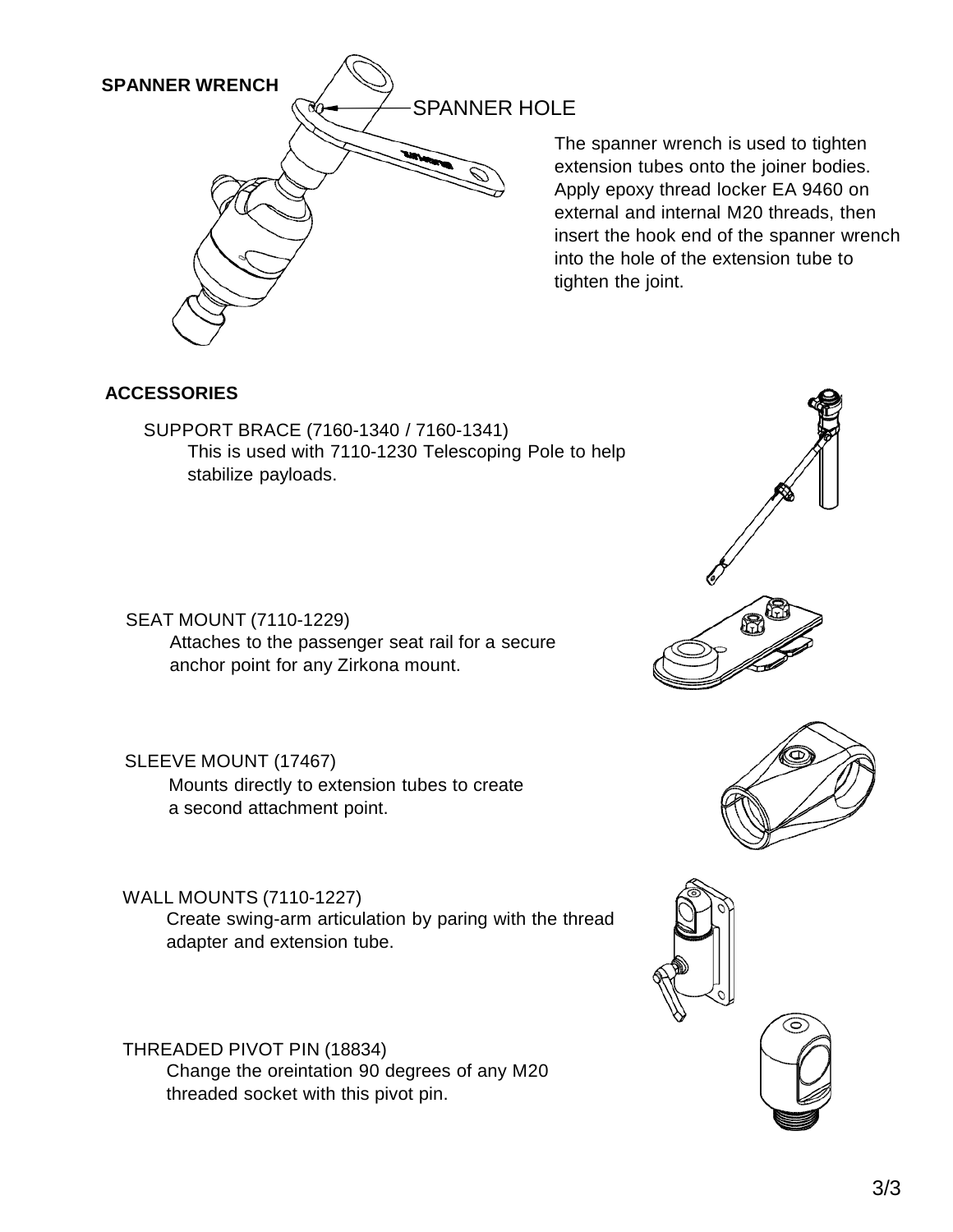## SPANNER WRENCH

SPANNER HOLE

The spanner wrench is used to tighten extension tubes onto the joiner bodies. Apply epoxy thread locker EA 9460 on external and internal M20 threads, then insert the hook end of the spanner wrench into the hole of the extension tube to tighten the joint.

## ACCESSORIES

SUPPORT BRACE (7160-1340 / 7160-1341)

This is used with 7110-1230 Telescoping Pole to help stabilize payloads.

SEAT MOUNT (7110-1229)

Attaches to the passenger seat rail for a secure anchor point for any Zirkona mount.

SLEEVE MOUNT (17467)

Mounts directly to extension tubes to create a second attachment point.

WALL MOUNTS (7110-1227)

Create swing-arm articulation by paring with the thread adapter and extension tube.

THREADED PIVOT PIN (18834)

Change the oreintation 90 degrees of any M20 threaded socket with this pivot pin.